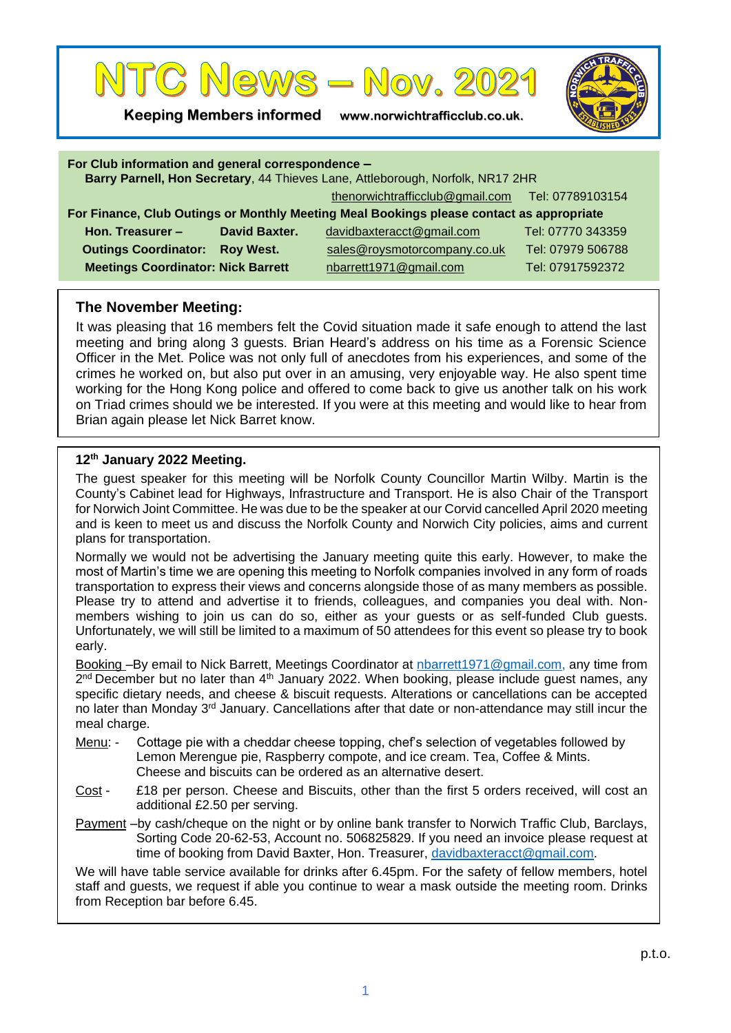# NTC News – Nov. 2021

**Keeping Members informed** www.norwichtrafficclub.co.uk.

**For Club information and general correspondence –**
**Barry Parnell, Hon Secretary**, 44 Thieves Lane, Attleborough, Norfolk, NR17 2HR
thenorwichtrafficclub@gmail.com Tel: 07789103154

**For Finance, Club Outings or Monthly Meeting Meal Bookings please contact as appropriate**

| | | | |
|---|---|---|---|
| **Hon. Treasurer –** | **David Baxter.** | davidbaxteracct@gmail.com | Tel: 07770 343359 |
| **Outings Coordinator:** | **Roy West.** | sales@roysmotorcompany.co.uk | Tel: 07979 506788 |
| **Meetings Coordinator:** | **Nick Barrett** | nbarrett1971@gmail.com | Tel: 07917592372 |

## The November Meeting:

It was pleasing that 16 members felt the Covid situation made it safe enough to attend the last meeting and bring along 3 guests. Brian Heard's address on his time as a Forensic Science Officer in the Met. Police was not only full of anecdotes from his experiences, and some of the crimes he worked on, but also put over in an amusing, very enjoyable way. He also spent time working for the Hong Kong police and offered to come back to give us another talk on his work on Triad crimes should we be interested. If you were at this meeting and would like to hear from Brian again please let Nick Barret know.

## 12th January 2022 Meeting.

The guest speaker for this meeting will be Norfolk County Councillor Martin Wilby. Martin is the County's Cabinet lead for Highways, Infrastructure and Transport. He is also Chair of the Transport for Norwich Joint Committee. He was due to be the speaker at our Corvid cancelled April 2020 meeting and is keen to meet us and discuss the Norfolk County and Norwich City policies, aims and current plans for transportation.

Normally we would not be advertising the January meeting quite this early. However, to make the most of Martin's time we are opening this meeting to Norfolk companies involved in any form of roads transportation to express their views and concerns alongside those of as many members as possible. Please try to attend and advertise it to friends, colleagues, and companies you deal with. Non-members wishing to join us can do so, either as your guests or as self-funded Club guests. Unfortunately, we will still be limited to a maximum of 50 attendees for this event so please try to book early.

Booking –By email to Nick Barrett, Meetings Coordinator at nbarrett1971@gmail.com, any time from 2nd December but no later than 4th January 2022. When booking, please include guest names, any specific dietary needs, and cheese & biscuit requests. Alterations or cancellations can be accepted no later than Monday 3rd January. Cancellations after that date or non-attendance may still incur the meal charge.

Menu: - Cottage pie with a cheddar cheese topping, chef's selection of vegetables followed by Lemon Merengue pie, Raspberry compote, and ice cream. Tea, Coffee & Mints. Cheese and biscuits can be ordered as an alternative desert.

Cost - £18 per person. Cheese and Biscuits, other than the first 5 orders received, will cost an additional £2.50 per serving.

Payment –by cash/cheque on the night or by online bank transfer to Norwich Traffic Club, Barclays, Sorting Code 20-62-53, Account no. 506825829. If you need an invoice please request at time of booking from David Baxter, Hon. Treasurer, davidbaxteracct@gmail.com.

We will have table service available for drinks after 6.45pm. For the safety of fellow members, hotel staff and guests, we request if able you continue to wear a mask outside the meeting room. Drinks from Reception bar before 6.45.

p.t.o.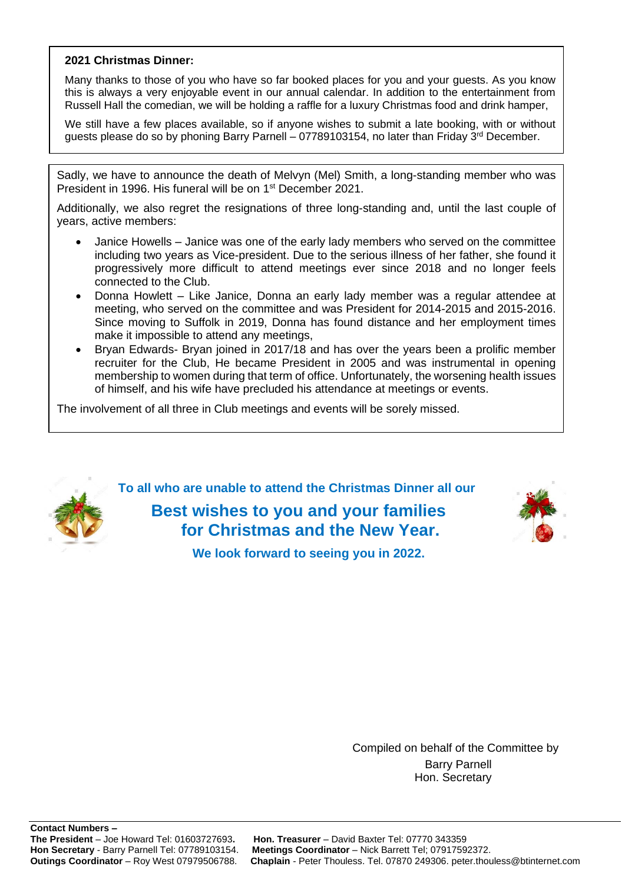**2021 Christmas Dinner:**

Many thanks to those of you who have so far booked places for you and your guests. As you know this is always a very enjoyable event in our annual calendar. In addition to the entertainment from Russell Hall the comedian, we will be holding a raffle for a luxury Christmas food and drink hamper,

We still have a few places available, so if anyone wishes to submit a late booking, with or without guests please do so by phoning Barry Parnell – 07789103154, no later than Friday 3rd December.

Sadly, we have to announce the death of Melvyn (Mel) Smith, a long-standing member who was President in 1996. His funeral will be on 1st December 2021.

Additionally, we also regret the resignations of three long-standing and, until the last couple of years, active members:

- Janice Howells – Janice was one of the early lady members who served on the committee including two years as Vice-president. Due to the serious illness of her father, she found it progressively more difficult to attend meetings ever since 2018 and no longer feels connected to the Club.
- Donna Howlett – Like Janice, Donna an early lady member was a regular attendee at meeting, who served on the committee and was President for 2014-2015 and 2015-2016. Since moving to Suffolk in 2019, Donna has found distance and her employment times make it impossible to attend any meetings,
- Bryan Edwards- Bryan joined in 2017/18 and has over the years been a prolific member recruiter for the Club, He became President in 2005 and was instrumental in opening membership to women during that term of office. Unfortunately, the worsening health issues of himself, and his wife have precluded his attendance at meetings or events.

The involvement of all three in Club meetings and events will be sorely missed.

**To all who are unable to attend the Christmas Dinner all our**

## Best wishes to you and your families for Christmas and the New Year.

**We look forward to seeing you in 2022.**

Compiled on behalf of the Committee by
Barry Parnell
Hon. Secretary

**Contact Numbers –**
**The President** – Joe Howard Tel: 01603727693. **Hon. Treasurer** – David Baxter Tel: 07770 343359
**Hon Secretary** - Barry Parnell Tel: 07789103154. **Meetings Coordinator** – Nick Barrett Tel; 07917592372.
**Outings Coordinator** – Roy West 07979506788. **Chaplain** - Peter Thouless. Tel. 07870 249306. peter.thouless@btinternet.com